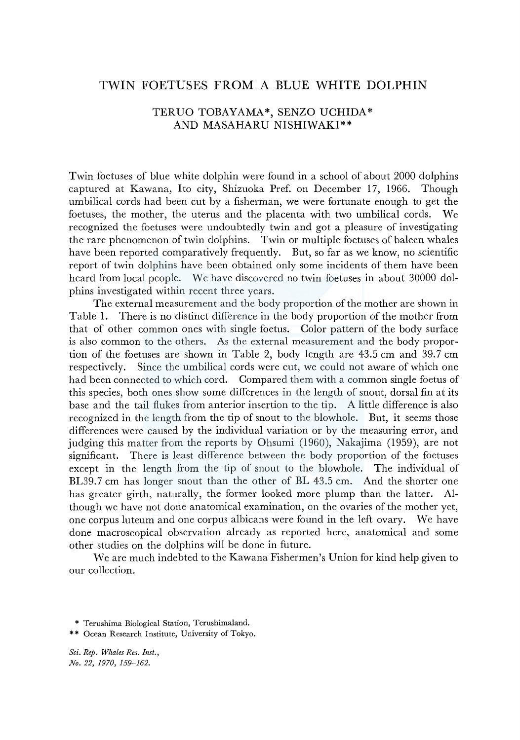# TWIN FOETUSES FROM A BLUE WHITE DOLPHIN

## TERUO TOBAYAMA*, SENZO UCHIDA* AND MASAHARU NISHIWAKI**

Twin foetuses of blue white dolphin were found in a school of about 2000 dolphins captured at Kawana, Ito city, Shizuoka Pref. on December 17, 1966. Though umbilical cords had been cut by a fisherman, we were fortunate enough to get the foetuses, the mother, the uterus and the placenta with two umbilical cords. We recognized the foetuses were undoubtedly twin and got a pleasure of investigating the rare phenomenon of twin dolphins. Twin or multiple foetuses of baleen whales have been reported comparatively frequently. But, so far as we know, no scientific report of twin dolphins have been obtained only some incidents of them have been heard from local people. We have discovered no twin foetuses in about 30000 dolphins investigated within recent three years.

The external measurement and the body proportion of the mother are shown in Table 1. There is no distinct difference in the body proportion of the mother from that of other common ones with single foetus. Color pattern of the body surface is also common to the others. As the external measurement and the body proportion of the foetuses are shown in Table 2, body length are 43.5 cm and 39.7 cm respectively. Since the umbilical cords were cut, we could not aware of which one had been connected to which cord. Compared them with a common single foetus of this species, both ones show some differences in the length of snout, dorsal fin at its base and the tail flukes from anterior insertion to the tip. A little difference is also recognized in the length from the tip of snout to the blowhole. But, it seems those differences were caused by the individual variation or by the measuring error, and judging this matter from the reports by Ohsumi (1960), Nakajima (1959), are not significant. There is least difference between the body proportion of the foetuses except in the length from the tip of snout to the blowhole. The individual of BL39.7 cm has longer snout than the other of BL 43.5 cm. And the shorter one has greater girth, naturally, the former looked more plump than the latter. Although we have not done anatomical examination, on the ovaries of the mother yet, one corpus luteum and one corpus albicans were found in the left ovary. We have done macroscopical observation already as reported here, anatomical and some other studies on the dolphins will be done in future.

We are much indebted to the Kawana Fishermen's Union for kind help given to our collection.

\* Terushima Biological Station, Terushimaland.

\*\* Ocean Research Institute, University of Tokyo.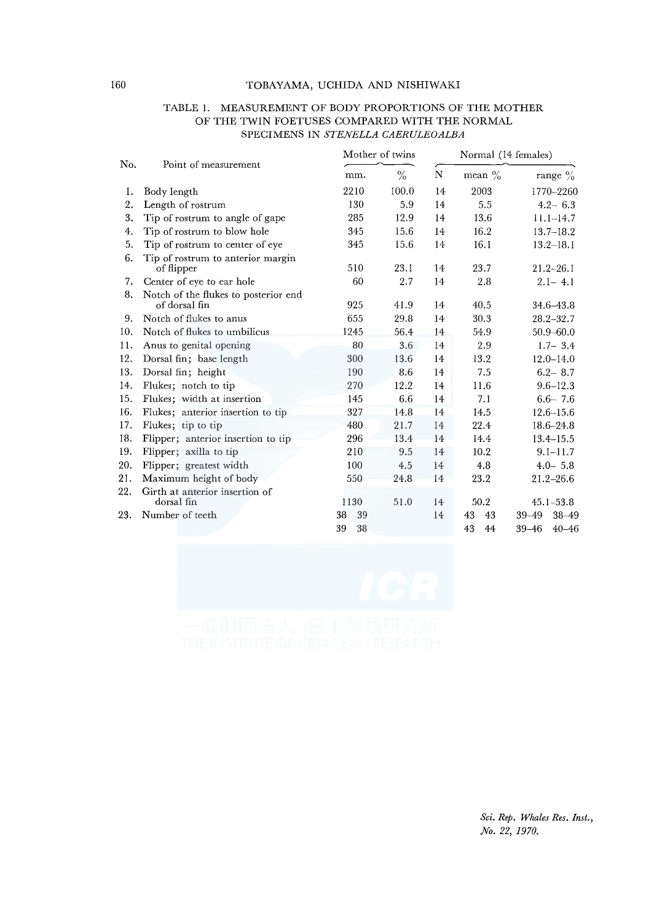TABLE 1. MEASUREMENT OF BODY PROPORTIONS OF THE MOTHER OF THE TWIN FOETUSES COMPARED WITH THE NORMAL SPECIMENS IN *STENELLA CAERULEOALBA*

| No. | Point of measurement | Mother of twins | | Normal (14 females) | | |
|---|---|---|---|---|---|---|
| | | mm. | % | N | mean % | range % |
| 1. | Body length | 2210 | 100.0 | 14 | 2003 | 1770–2260 |
| 2. | Length of rostrum | 130 | 5.9 | 14 | 5.5 | 4.2– 6.3 |
| 3. | Tip of rostrum to angle of gape | 285 | 12.9 | 14 | 13.6 | 11.1–14.7 |
| 4. | Tip of rostrum to blow hole | 345 | 15.6 | 14 | 16.2 | 13.7–18.2 |
| 5. | Tip of rostrum to center of eye | 345 | 15.6 | 14 | 16.1 | 13.2–18.1 |
| 6. | Tip of rostrum to anterior margin of flipper | 510 | 23.1 | 14 | 23.7 | 21.2–26.1 |
| 7. | Center of eye to ear hole | 60 | 2.7 | 14 | 2.8 | 2.1– 4.1 |
| 8. | Notch of the flukes to posterior end of dorsal fin | 925 | 41.9 | 14 | 40.5 | 34.6–43.8 |
| 9. | Notch of flukes to anus | 655 | 29.8 | 14 | 30.3 | 28.2–32.7 |
| 10. | Notch of flukes to umbilicus | 1245 | 56.4 | 14 | 54.9 | 50.9–60.0 |
| 11. | Anus to genital opening | 80 | 3.6 | 14 | 2.9 | 1.7– 3.4 |
| 12. | Dorsal fin; base length | 300 | 13.6 | 14 | 13.2 | 12.0–14.0 |
| 13. | Dorsal fin; height | 190 | 8.6 | 14 | 7.5 | 6.2– 8.7 |
| 14. | Flukes; notch to tip | 270 | 12.2 | 14 | 11.6 | 9.6–12.3 |
| 15. | Flukes; width at insertion | 145 | 6.6 | 14 | 7.1 | 6.6– 7.6 |
| 16. | Flukes; anterior insertion to tip | 327 | 14.8 | 14 | 14.5 | 12.6–15.6 |
| 17. | Flukes; tip to tip | 480 | 21.7 | 14 | 22.4 | 18.6–24.8 |
| 18. | Flipper; anterior insertion to tip | 296 | 13.4 | 14 | 14.4 | 13.4–15.5 |
| 19. | Flipper; axilla to tip | 210 | 9.5 | 14 | 10.2 | 9.1–11.7 |
| 20. | Flipper; greatest width | 100 | 4.5 | 14 | 4.8 | 4.0– 5.8 |
| 21. | Maximum height of body | 550 | 24.8 | 14 | 23.2 | 21.2–26.6 |
| 22. | Girth at anterior insertion of dorsal fin | 1130 | 51.0 | 14 | 50.2 | 45.1–53.8 |
| 23. | Number of teeth | 38 39 | | 14 | 43 43 | 39–49 38–49 |
| | | 39 38 | | | 43 44 | 39–46 40–46 |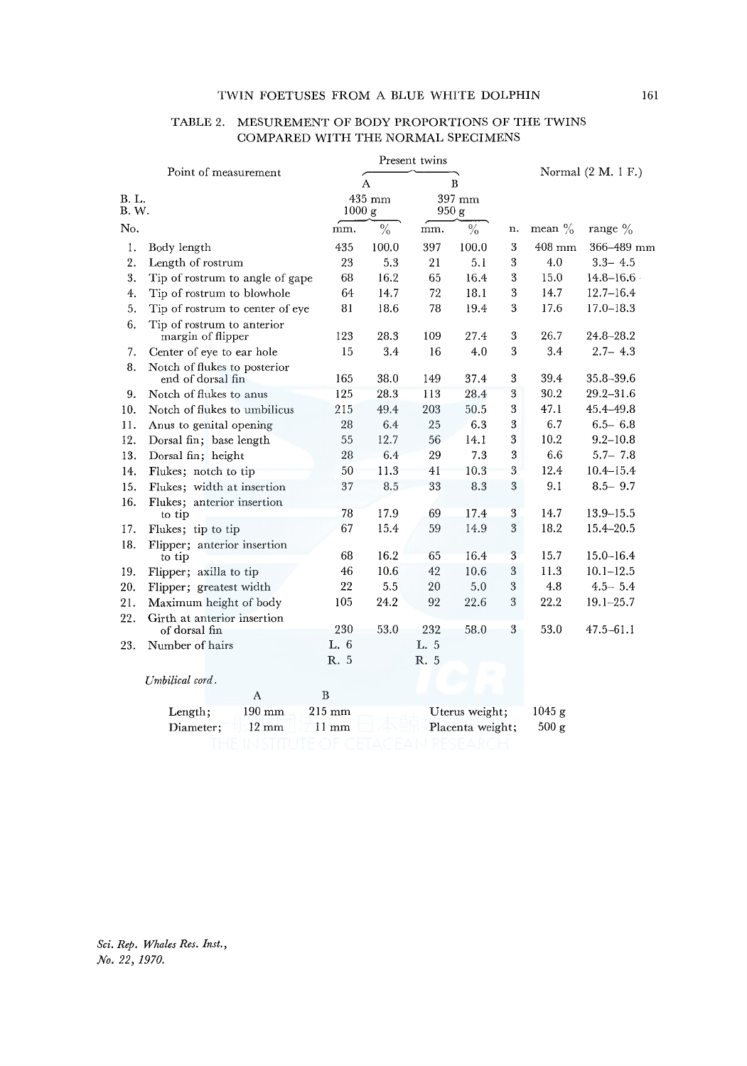TABLE 2. MESUREMENT OF BODY PROPORTIONS OF THE TWINS COMPARED WITH THE NORMAL SPECIMENS

| Point of measurement | | Present twins | | | | Normal (2 M. 1 F.) | | |
|---|---|---|---|---|---|---|---|---|
| | | A | | B | | | | |
| B. L. | | 435 mm | | 397 mm | | | | |
| B. W. | | 1000 g | | 950 g | | | | |
| No. | | mm. | % | mm. | % | n. | mean % | range % |
| 1. | Body length | 435 | 100.0 | 397 | 100.0 | 3 | 408 mm | 366–489 mm |
| 2. | Length of rostrum | 23 | 5.3 | 21 | 5.1 | 3 | 4.0 | 3.3– 4.5 |
| 3. | Tip of rostrum to angle of gape | 68 | 16.2 | 65 | 16.4 | 3 | 15.0 | 14.8–16.6 |
| 4. | Tip of rostrum to blowhole | 64 | 14.7 | 72 | 18.1 | 3 | 14.7 | 12.7–16.4 |
| 5. | Tip of rostrum to center of eye | 81 | 18.6 | 78 | 19.4 | 3 | 17.6 | 17.0–18.3 |
| 6. | Tip of rostrum to anterior margin of flipper | 123 | 28.3 | 109 | 27.4 | 3 | 26.7 | 24.8–28.2 |
| 7. | Center of eye to ear hole | 15 | 3.4 | 16 | 4.0 | 3 | 3.4 | 2.7– 4.3 |
| 8. | Notch of flukes to posterior end of dorsal fin | 165 | 38.0 | 149 | 37.4 | 3 | 39.4 | 35.8–39.6 |
| 9. | Notch of flukes to anus | 125 | 28.3 | 113 | 28.4 | 3 | 30.2 | 29.2–31.6 |
| 10. | Notch of flukes to umbilicus | 215 | 49.4 | 203 | 50.5 | 3 | 47.1 | 45.4–49.8 |
| 11. | Anus to genital opening | 28 | 6.4 | 25 | 6.3 | 3 | 6.7 | 6.5– 6.8 |
| 12. | Dorsal fin; base length | 55 | 12.7 | 56 | 14.1 | 3 | 10.2 | 9.2–10.8 |
| 13. | Dorsal fin; height | 28 | 6.4 | 29 | 7.3 | 3 | 6.6 | 5.7– 7.8 |
| 14. | Flukes; notch to tip | 50 | 11.3 | 41 | 10.3 | 3 | 12.4 | 10.4–15.4 |
| 15. | Flukes; width at insertion | 37 | 8.5 | 33 | 8.3 | 3 | 9.1 | 8.5– 9.7 |
| 16. | Flukes; anterior insertion to tip | 78 | 17.9 | 69 | 17.4 | 3 | 14.7 | 13.9–15.5 |
| 17. | Flukes; tip to tip | 67 | 15.4 | 59 | 14.9 | 3 | 18.2 | 15.4–20.5 |
| 18. | Flipper; anterior insertion to tip | 68 | 16.2 | 65 | 16.4 | 3 | 15.7 | 15.0–16.4 |
| 19. | Flipper; axilla to tip | 46 | 10.6 | 42 | 10.6 | 3 | 11.3 | 10.1–12.5 |
| 20. | Flipper; greatest width | 22 | 5.5 | 20 | 5.0 | 3 | 4.8 | 4.5– 5.4 |
| 21. | Maximum height of body | 105 | 24.2 | 92 | 22.6 | 3 | 22.2 | 19.1–25.7 |
| 22. | Girth at anterior insertion of dorsal fin | 230 | 53.0 | 232 | 58.0 | 3 | 53.0 | 47.5–61.1 |
| 23. | Number of hairs | L. 6 | | L. 5 | | | | |
| | | R. 5 | | R. 5 | | | | |

*Umbilical cord.*

| | A | B | | |
|---|---|---|---|---|
| Length; | 190 mm | 215 mm | Uterus weight; | 1045 g |
| Diameter; | 12 mm | 11 mm | Placenta weight; | 500 g |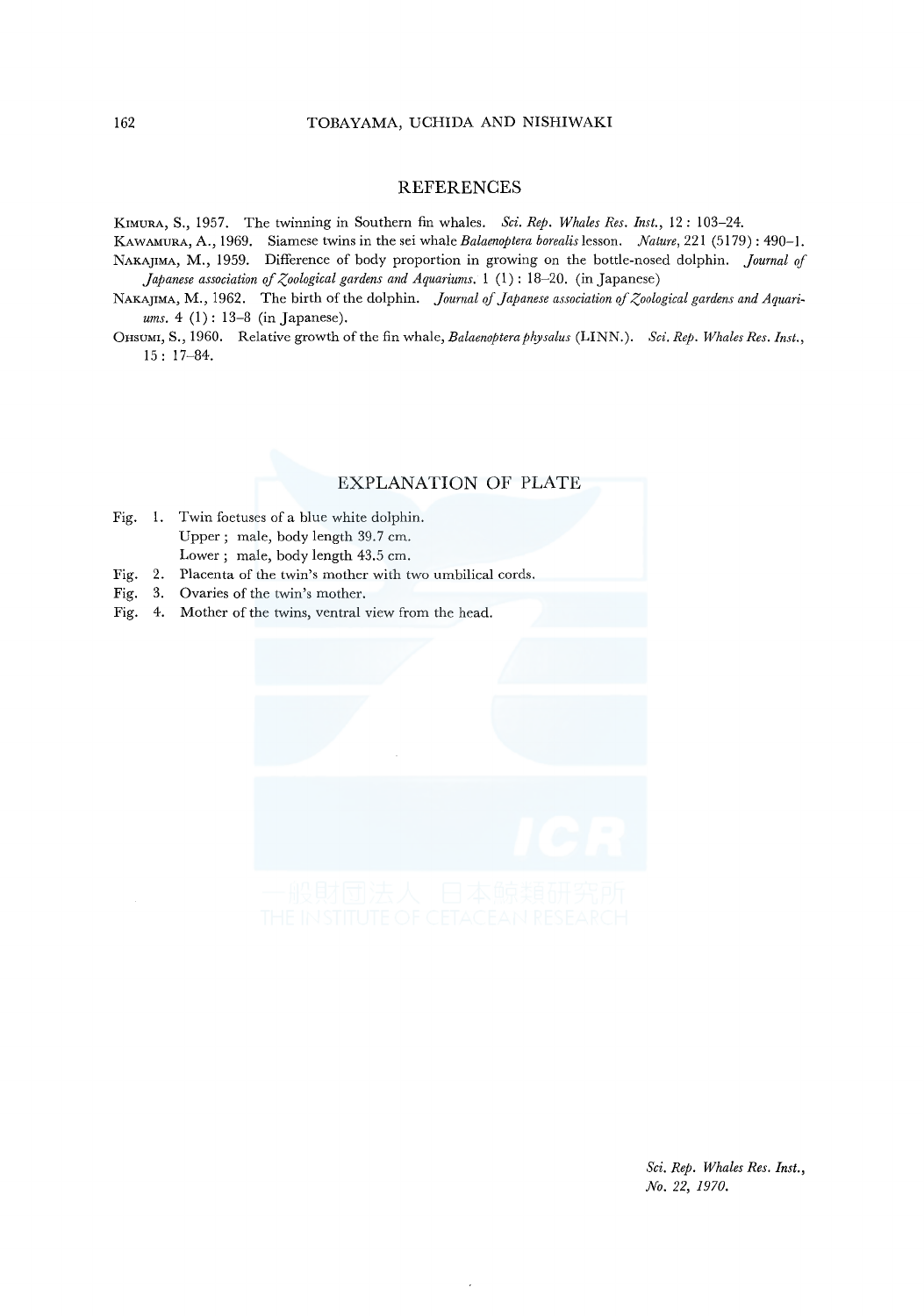## REFERENCES

KIMURA, S., 1957. The twinning in Southern fin whales. *Sci. Rep. Whales Res. Inst.*, 12 : 103–24.

KAWAMURA, A., 1969. Siamese twins in the sei whale *Balaenoptera borealis* lesson. *Nature*, 221 (5179) : 490–1.

NAKAJIMA, M., 1959. Difference of body proportion in growing on the bottle-nosed dolphin. *Journal of Japanese association of Zoological gardens and Aquariums.* 1 (1) : 18–20. (in Japanese)

NAKAJIMA, M., 1962. The birth of the dolphin. *Journal of Japanese association of Zoological gardens and Aquariums.* 4 (1) : 13–8 (in Japanese).

OHSUMI, S., 1960. Relative growth of the fin whale, *Balaenoptera physalus* (LINN.). *Sci. Rep. Whales Res. Inst.*, 15 : 17–84.

## EXPLANATION OF PLATE

Fig. 1. Twin foetuses of a blue white dolphin.
Upper ; male, body length 39.7 cm.
Lower ; male, body length 43.5 cm.

Fig. 2. Placenta of the twin's mother with two umbilical cords.

Fig. 3. Ovaries of the twin's mother.

Fig. 4. Mother of the twins, ventral view from the head.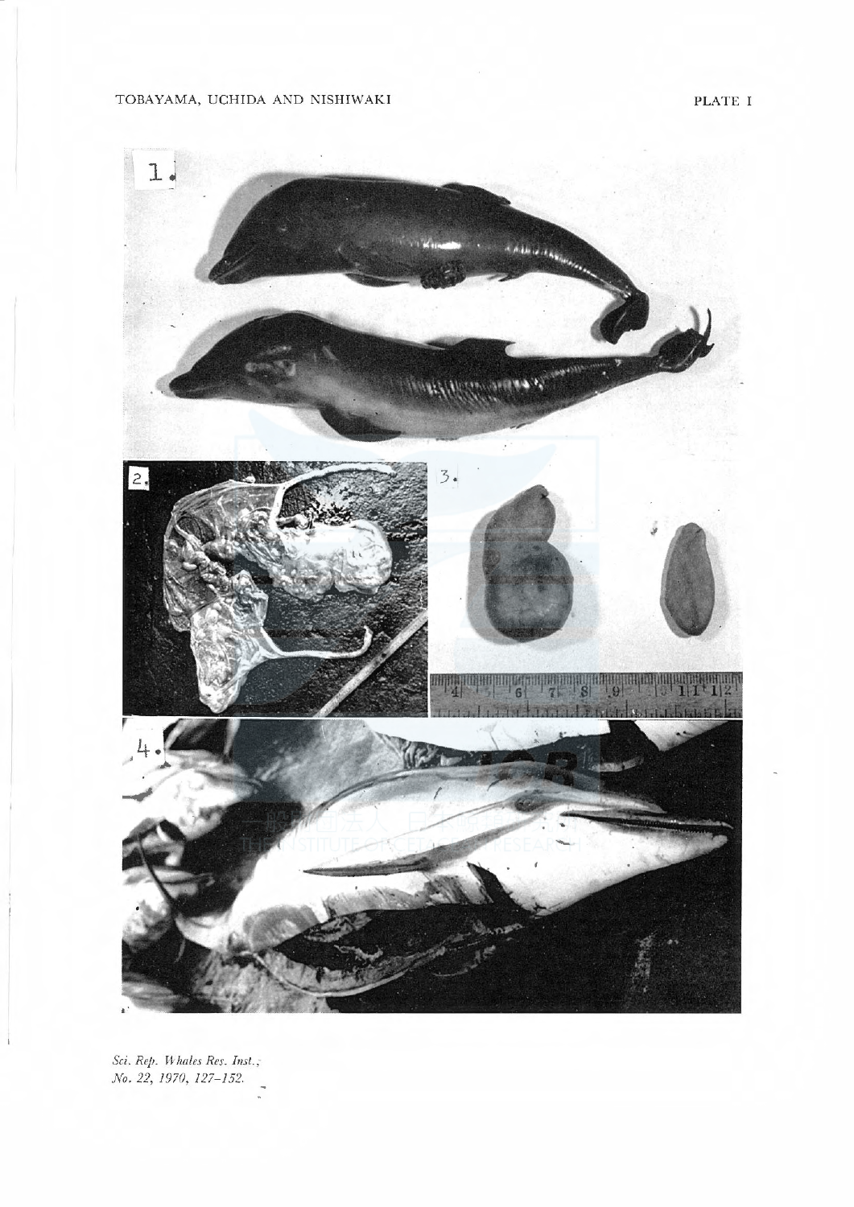PLATE I